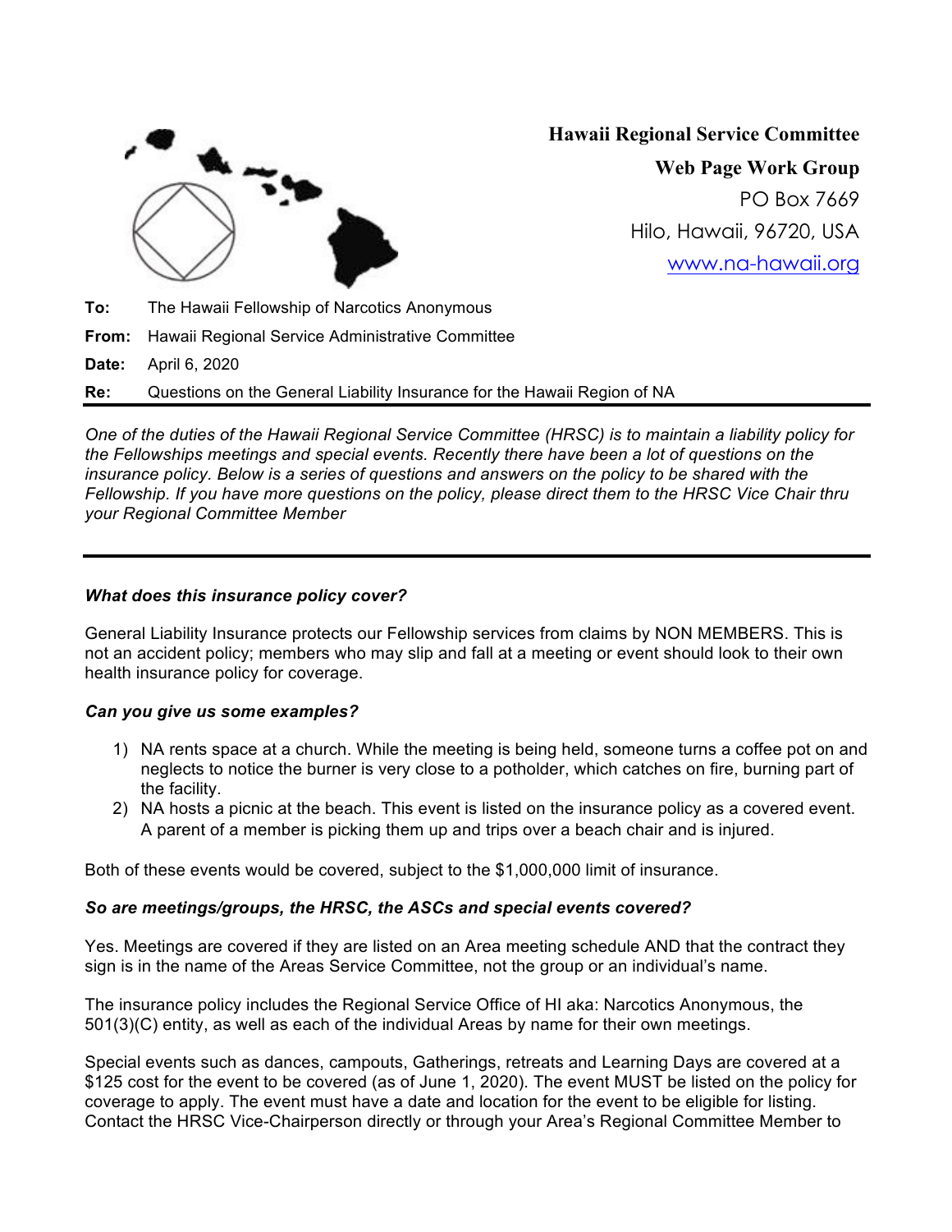**Hawaii Regional Service Committee**

**Web Page Work Group**

PO Box 7669

Hilo, Hawaii, 96720, USA

www.na-hawaii.org

**To:** The Hawaii Fellowship of Narcotics Anonymous

**From:** Hawaii Regional Service Administrative Committee

**Date:** April 6, 2020

**Re:** Questions on the General Liability Insurance for the Hawaii Region of NA

---

*One of the duties of the Hawaii Regional Service Committee (HRSC) is to maintain a liability policy for the Fellowships meetings and special events. Recently there have been a lot of questions on the insurance policy. Below is a series of questions and answers on the policy to be shared with the Fellowship. If you have more questions on the policy, please direct them to the HRSC Vice Chair thru your Regional Committee Member*

---

***What does this insurance policy cover?***

General Liability Insurance protects our Fellowship services from claims by NON MEMBERS. This is not an accident policy; members who may slip and fall at a meeting or event should look to their own health insurance policy for coverage.

***Can you give us some examples?***

1) NA rents space at a church. While the meeting is being held, someone turns a coffee pot on and neglects to notice the burner is very close to a potholder, which catches on fire, burning part of the facility.
2) NA hosts a picnic at the beach. This event is listed on the insurance policy as a covered event. A parent of a member is picking them up and trips over a beach chair and is injured.

Both of these events would be covered, subject to the $1,000,000 limit of insurance.

***So are meetings/groups, the HRSC, the ASCs and special events covered?***

Yes. Meetings are covered if they are listed on an Area meeting schedule AND that the contract they sign is in the name of the Areas Service Committee, not the group or an individual's name.

The insurance policy includes the Regional Service Office of HI aka: Narcotics Anonymous, the 501(3)(C) entity, as well as each of the individual Areas by name for their own meetings.

Special events such as dances, campouts, Gatherings, retreats and Learning Days are covered at a $125 cost for the event to be covered (as of June 1, 2020). The event MUST be listed on the policy for coverage to apply. The event must have a date and location for the event to be eligible for listing. Contact the HRSC Vice-Chairperson directly or through your Area's Regional Committee Member to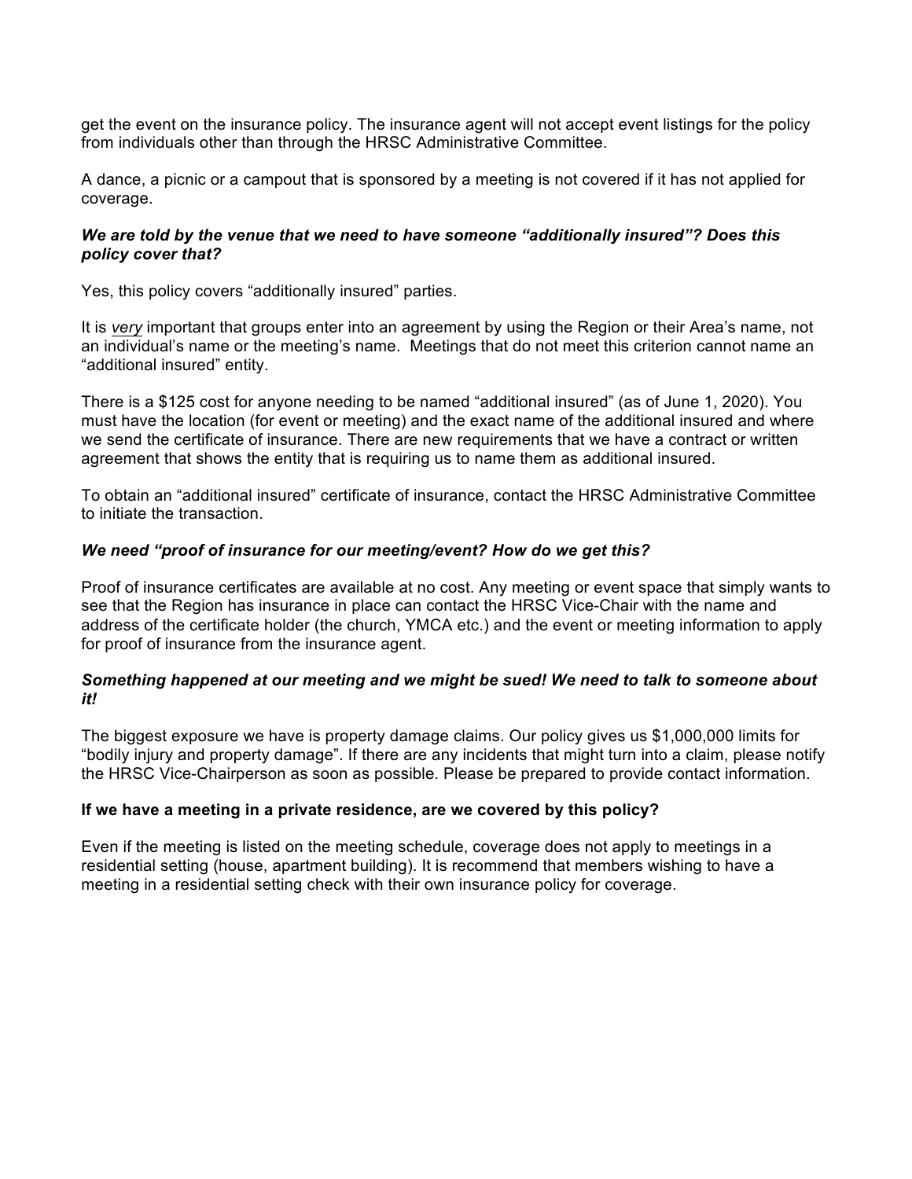get the event on the insurance policy. The insurance agent will not accept event listings for the policy from individuals other than through the HRSC Administrative Committee.

A dance, a picnic or a campout that is sponsored by a meeting is not covered if it has not applied for coverage.

***We are told by the venue that we need to have someone "additionally insured"? Does this policy cover that?***

Yes, this policy covers "additionally insured" parties.

It is *<u>very</u>* important that groups enter into an agreement by using the Region or their Area's name, not an individual's name or the meeting's name. Meetings that do not meet this criterion cannot name an "additional insured" entity.

There is a $125 cost for anyone needing to be named "additional insured" (as of June 1, 2020). You must have the location (for event or meeting) and the exact name of the additional insured and where we send the certificate of insurance. There are new requirements that we have a contract or written agreement that shows the entity that is requiring us to name them as additional insured.

To obtain an "additional insured" certificate of insurance, contact the HRSC Administrative Committee to initiate the transaction.

***We need "proof of insurance for our meeting/event? How do we get this?***

Proof of insurance certificates are available at no cost. Any meeting or event space that simply wants to see that the Region has insurance in place can contact the HRSC Vice-Chair with the name and address of the certificate holder (the church, YMCA etc.) and the event or meeting information to apply for proof of insurance from the insurance agent.

***Something happened at our meeting and we might be sued! We need to talk to someone about it!***

The biggest exposure we have is property damage claims. Our policy gives us $1,000,000 limits for "bodily injury and property damage". If there are any incidents that might turn into a claim, please notify the HRSC Vice-Chairperson as soon as possible. Please be prepared to provide contact information.

**If we have a meeting in a private residence, are we covered by this policy?**

Even if the meeting is listed on the meeting schedule, coverage does not apply to meetings in a residential setting (house, apartment building). It is recommend that members wishing to have a meeting in a residential setting check with their own insurance policy for coverage.